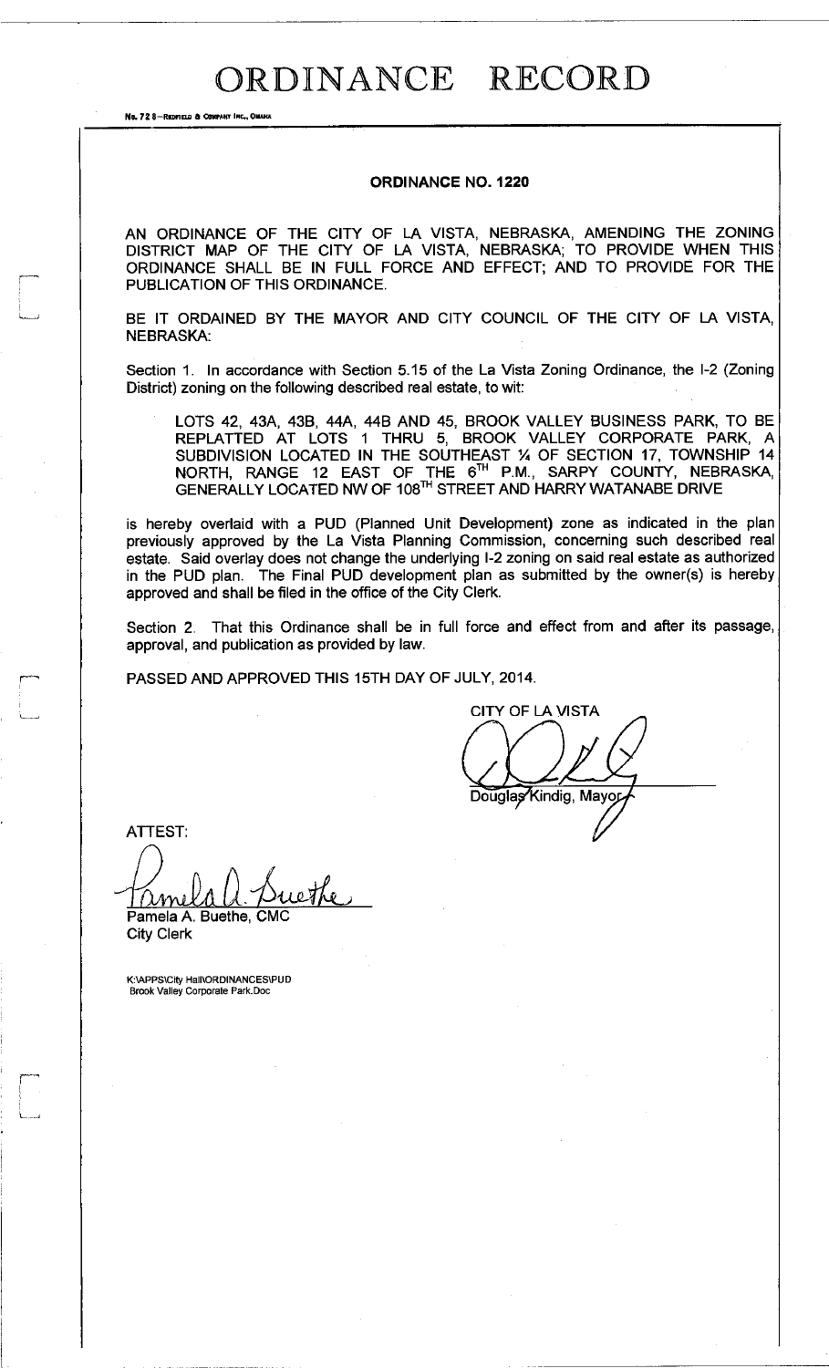# ORDINANCE RECORD

No. 72 8—REDFIELD & COMPANY INC., OMAHA

## ORDINANCE NO. 1220

AN ORDINANCE OF THE CITY OF LA VISTA, NEBRASKA, AMENDING THE ZONING DISTRICT MAP OF THE CITY OF LA VISTA, NEBRASKA; TO PROVIDE WHEN THIS ORDINANCE SHALL BE IN FULL FORCE AND EFFECT; AND TO PROVIDE FOR THE PUBLICATION OF THIS ORDINANCE.

BE IT ORDAINED BY THE MAYOR AND CITY COUNCIL OF THE CITY OF LA VISTA, NEBRASKA:

Section 1. In accordance with Section 5.15 of the La Vista Zoning Ordinance, the I-2 (Zoning District) zoning on the following described real estate, to wit:

> LOTS 42, 43A, 43B, 44A, 44B AND 45, BROOK VALLEY BUSINESS PARK, TO BE REPLATTED AT LOTS 1 THRU 5, BROOK VALLEY CORPORATE PARK, A SUBDIVISION LOCATED IN THE SOUTHEAST ¼ OF SECTION 17, TOWNSHIP 14 NORTH, RANGE 12 EAST OF THE 6TH P.M., SARPY COUNTY, NEBRASKA, GENERALLY LOCATED NW OF 108TH STREET AND HARRY WATANABE DRIVE

is hereby overlaid with a PUD (Planned Unit Development) zone as indicated in the plan previously approved by the La Vista Planning Commission, concerning such described real estate. Said overlay does not change the underlying I-2 zoning on said real estate as authorized in the PUD plan. The Final PUD development plan as submitted by the owner(s) is hereby approved and shall be filed in the office of the City Clerk.

Section 2. That this Ordinance shall be in full force and effect from and after its passage, approval, and publication as provided by law.

PASSED AND APPROVED THIS 15TH DAY OF JULY, 2014.

CITY OF LA VISTA

Douglas Kindig, Mayor

ATTEST:

Pamela A. Buethe, CMC
City Clerk

K:\APPS\City Hall\ORDINANCES\PUD Brook Valley Corporate Park.Doc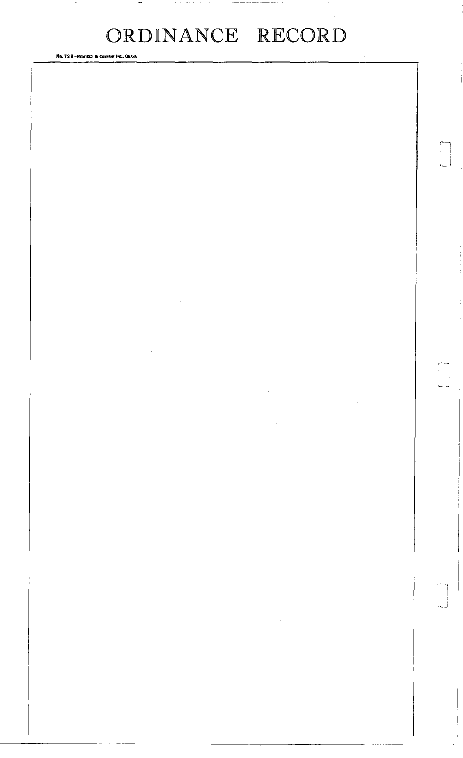# ORDINANCE RECORD

No. 728—Redfield & Company Inc., Omaha